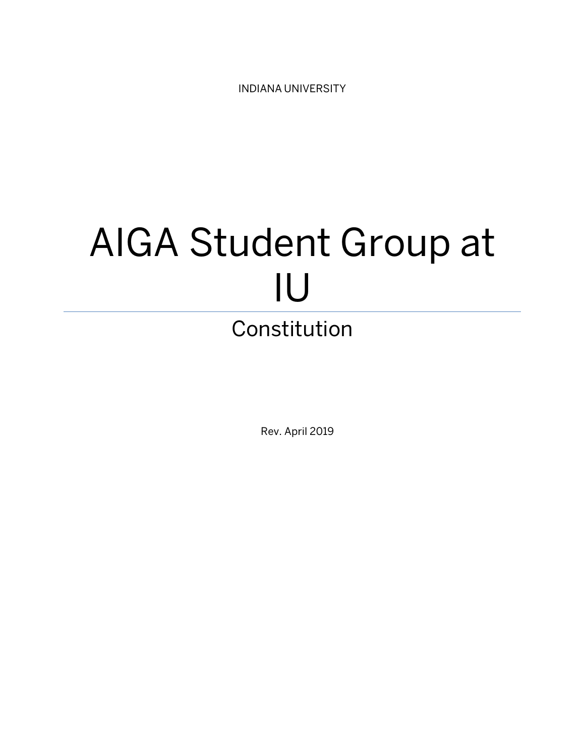INDIANA UNIVERSITY

# AIGA Student Group at IU

## Constitution

Rev. April 2019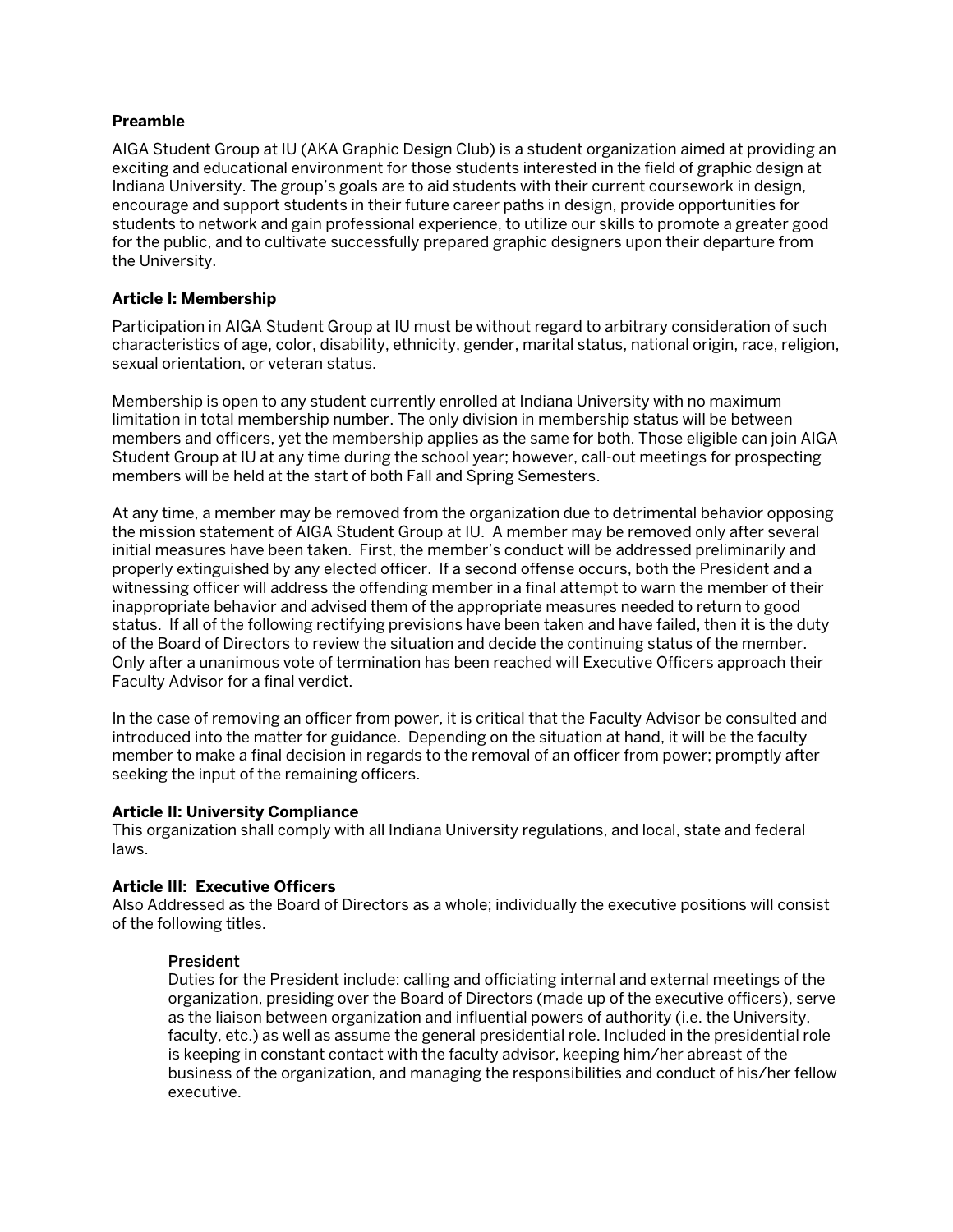**Preamble**

AIGA Student Group at IU (AKA Graphic Design Club) is a student organization aimed at providing an exciting and educational environment for those students interested in the field of graphic design at Indiana University. The group's goals are to aid students with their current coursework in design, encourage and support students in their future career paths in design, provide opportunities for students to network and gain professional experience, to utilize our skills to promote a greater good for the public, and to cultivate successfully prepared graphic designers upon their departure from the University.

**Article I: Membership**

Participation in AIGA Student Group at IU must be without regard to arbitrary consideration of such characteristics of age, color, disability, ethnicity, gender, marital status, national origin, race, religion, sexual orientation, or veteran status.

Membership is open to any student currently enrolled at Indiana University with no maximum limitation in total membership number. The only division in membership status will be between members and officers, yet the membership applies as the same for both. Those eligible can join AIGA Student Group at IU at any time during the school year; however, call-out meetings for prospecting members will be held at the start of both Fall and Spring Semesters.

At any time, a member may be removed from the organization due to detrimental behavior opposing the mission statement of AIGA Student Group at IU. A member may be removed only after several initial measures have been taken. First, the member's conduct will be addressed preliminarily and properly extinguished by any elected officer. If a second offense occurs, both the President and a witnessing officer will address the offending member in a final attempt to warn the member of their inappropriate behavior and advised them of the appropriate measures needed to return to good status. If all of the following rectifying previsions have been taken and have failed, then it is the duty of the Board of Directors to review the situation and decide the continuing status of the member. Only after a unanimous vote of termination has been reached will Executive Officers approach their Faculty Advisor for a final verdict.

In the case of removing an officer from power, it is critical that the Faculty Advisor be consulted and introduced into the matter for guidance. Depending on the situation at hand, it will be the faculty member to make a final decision in regards to the removal of an officer from power; promptly after seeking the input of the remaining officers.

**Article II: University Compliance**

This organization shall comply with all Indiana University regulations, and local, state and federal laws.

**Article III: Executive Officers**

Also Addressed as the Board of Directors as a whole; individually the executive positions will consist of the following titles.

**President**

Duties for the President include: calling and officiating internal and external meetings of the organization, presiding over the Board of Directors (made up of the executive officers), serve as the liaison between organization and influential powers of authority (i.e. the University, faculty, etc.) as well as assume the general presidential role. Included in the presidential role is keeping in constant contact with the faculty advisor, keeping him/her abreast of the business of the organization, and managing the responsibilities and conduct of his/her fellow executive.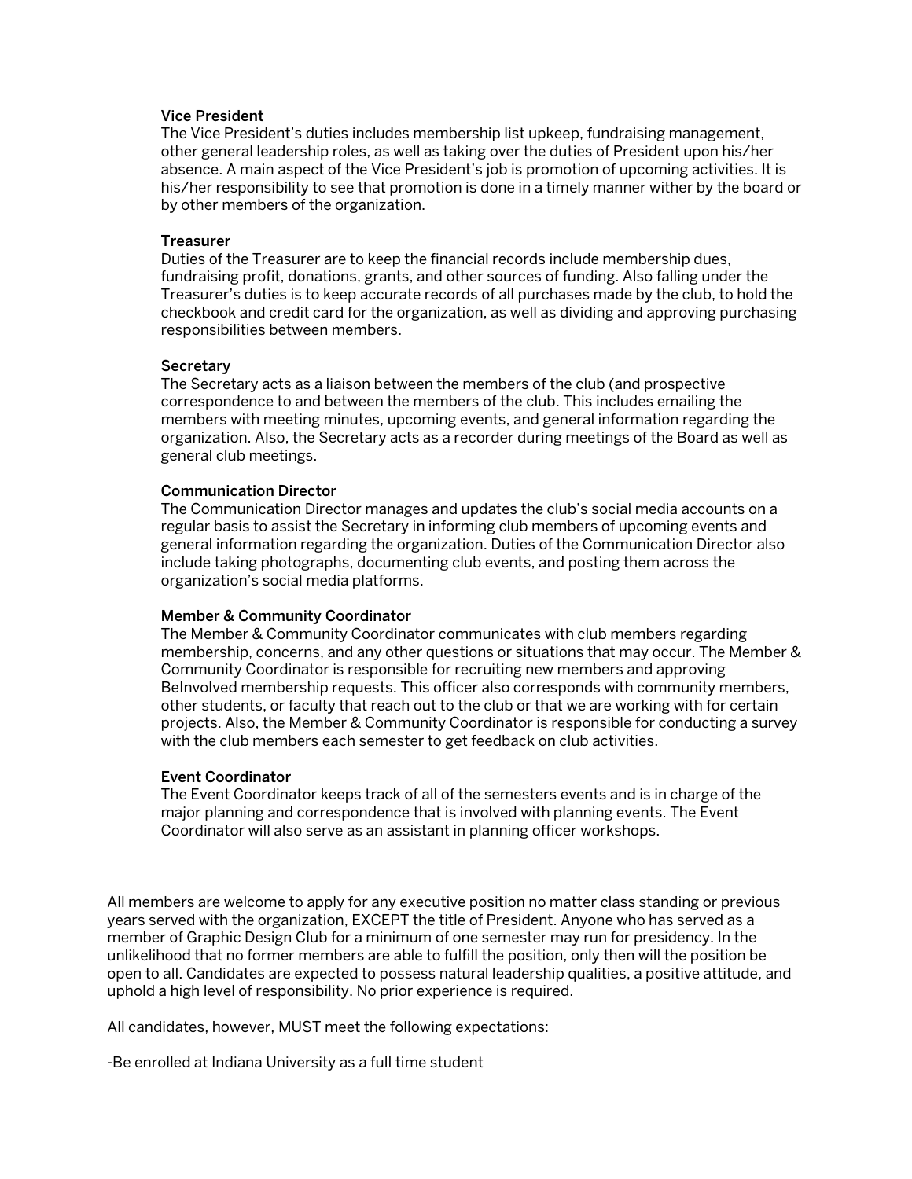### Vice President

The Vice President's duties includes membership list upkeep, fundraising management, other general leadership roles, as well as taking over the duties of President upon his/her absence. A main aspect of the Vice President's job is promotion of upcoming activities. It is his/her responsibility to see that promotion is done in a timely manner wither by the board or by other members of the organization.

### Treasurer

Duties of the Treasurer are to keep the financial records include membership dues, fundraising profit, donations, grants, and other sources of funding. Also falling under the Treasurer's duties is to keep accurate records of all purchases made by the club, to hold the checkbook and credit card for the organization, as well as dividing and approving purchasing responsibilities between members.

### Secretary

The Secretary acts as a liaison between the members of the club (and prospective correspondence to and between the members of the club. This includes emailing the members with meeting minutes, upcoming events, and general information regarding the organization. Also, the Secretary acts as a recorder during meetings of the Board as well as general club meetings.

### Communication Director

The Communication Director manages and updates the club's social media accounts on a regular basis to assist the Secretary in informing club members of upcoming events and general information regarding the organization. Duties of the Communication Director also include taking photographs, documenting club events, and posting them across the organization's social media platforms.

### Member & Community Coordinator

The Member & Community Coordinator communicates with club members regarding membership, concerns, and any other questions or situations that may occur. The Member & Community Coordinator is responsible for recruiting new members and approving BeInvolved membership requests. This officer also corresponds with community members, other students, or faculty that reach out to the club or that we are working with for certain projects. Also, the Member & Community Coordinator is responsible for conducting a survey with the club members each semester to get feedback on club activities.

### Event Coordinator

The Event Coordinator keeps track of all of the semesters events and is in charge of the major planning and correspondence that is involved with planning events. The Event Coordinator will also serve as an assistant in planning officer workshops.

All members are welcome to apply for any executive position no matter class standing or previous years served with the organization, EXCEPT the title of President. Anyone who has served as a member of Graphic Design Club for a minimum of one semester may run for presidency. In the unlikelihood that no former members are able to fulfill the position, only then will the position be open to all. Candidates are expected to possess natural leadership qualities, a positive attitude, and uphold a high level of responsibility. No prior experience is required.

All candidates, however, MUST meet the following expectations:

-Be enrolled at Indiana University as a full time student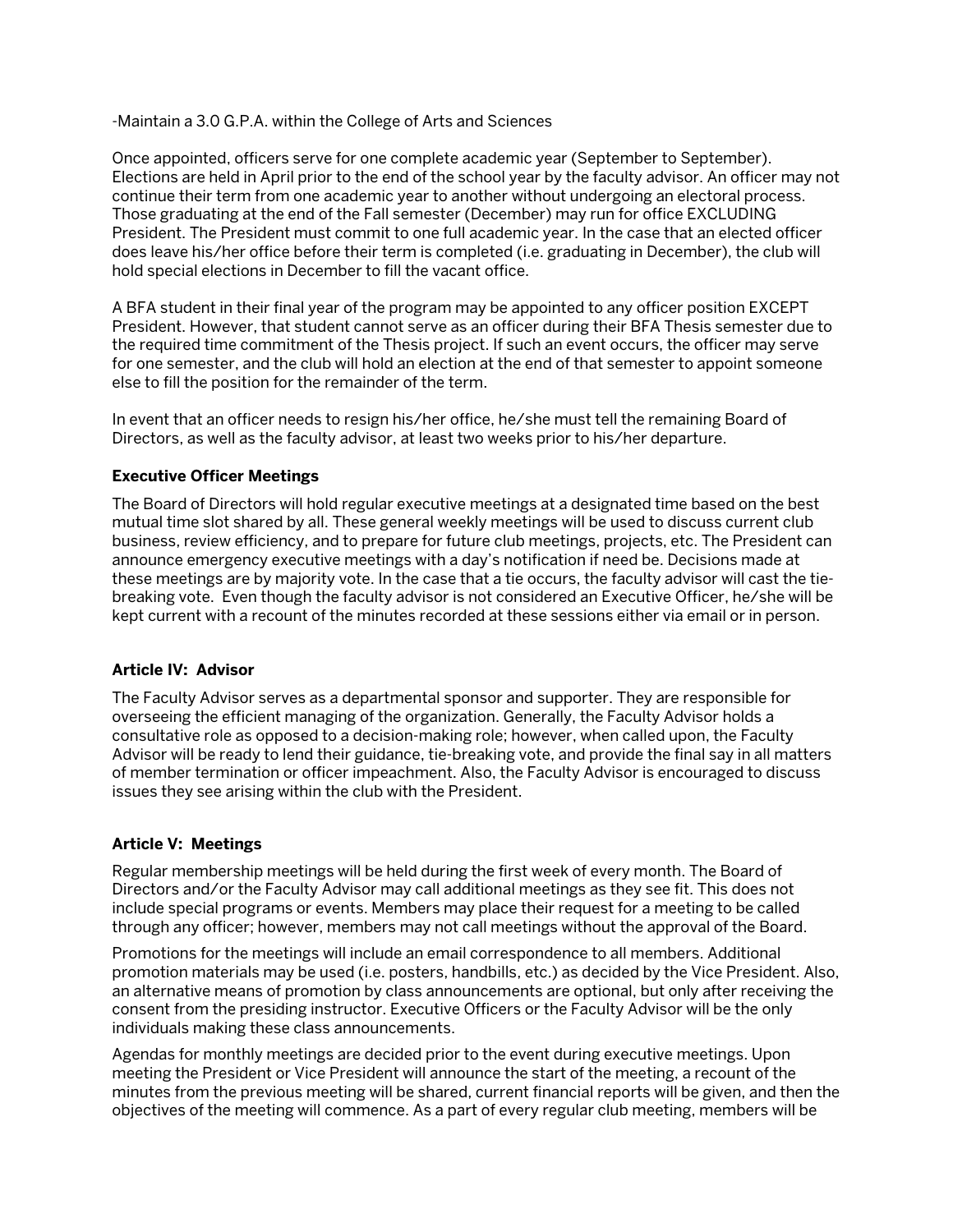-Maintain a 3.0 G.P.A. within the College of Arts and Sciences

Once appointed, officers serve for one complete academic year (September to September). Elections are held in April prior to the end of the school year by the faculty advisor. An officer may not continue their term from one academic year to another without undergoing an electoral process. Those graduating at the end of the Fall semester (December) may run for office EXCLUDING President. The President must commit to one full academic year. In the case that an elected officer does leave his/her office before their term is completed (i.e. graduating in December), the club will hold special elections in December to fill the vacant office.

A BFA student in their final year of the program may be appointed to any officer position EXCEPT President. However, that student cannot serve as an officer during their BFA Thesis semester due to the required time commitment of the Thesis project. If such an event occurs, the officer may serve for one semester, and the club will hold an election at the end of that semester to appoint someone else to fill the position for the remainder of the term.

In event that an officer needs to resign his/her office, he/she must tell the remaining Board of Directors, as well as the faculty advisor, at least two weeks prior to his/her departure.

### Executive Officer Meetings

The Board of Directors will hold regular executive meetings at a designated time based on the best mutual time slot shared by all. These general weekly meetings will be used to discuss current club business, review efficiency, and to prepare for future club meetings, projects, etc. The President can announce emergency executive meetings with a day's notification if need be. Decisions made at these meetings are by majority vote. In the case that a tie occurs, the faculty advisor will cast the tie-breaking vote. Even though the faculty advisor is not considered an Executive Officer, he/she will be kept current with a recount of the minutes recorded at these sessions either via email or in person.

## Article IV: Advisor

The Faculty Advisor serves as a departmental sponsor and supporter. They are responsible for overseeing the efficient managing of the organization. Generally, the Faculty Advisor holds a consultative role as opposed to a decision-making role; however, when called upon, the Faculty Advisor will be ready to lend their guidance, tie-breaking vote, and provide the final say in all matters of member termination or officer impeachment. Also, the Faculty Advisor is encouraged to discuss issues they see arising within the club with the President.

## Article V: Meetings

Regular membership meetings will be held during the first week of every month. The Board of Directors and/or the Faculty Advisor may call additional meetings as they see fit. This does not include special programs or events. Members may place their request for a meeting to be called through any officer; however, members may not call meetings without the approval of the Board.

Promotions for the meetings will include an email correspondence to all members. Additional promotion materials may be used (i.e. posters, handbills, etc.) as decided by the Vice President. Also, an alternative means of promotion by class announcements are optional, but only after receiving the consent from the presiding instructor. Executive Officers or the Faculty Advisor will be the only individuals making these class announcements.

Agendas for monthly meetings are decided prior to the event during executive meetings. Upon meeting the President or Vice President will announce the start of the meeting, a recount of the minutes from the previous meeting will be shared, current financial reports will be given, and then the objectives of the meeting will commence. As a part of every regular club meeting, members will be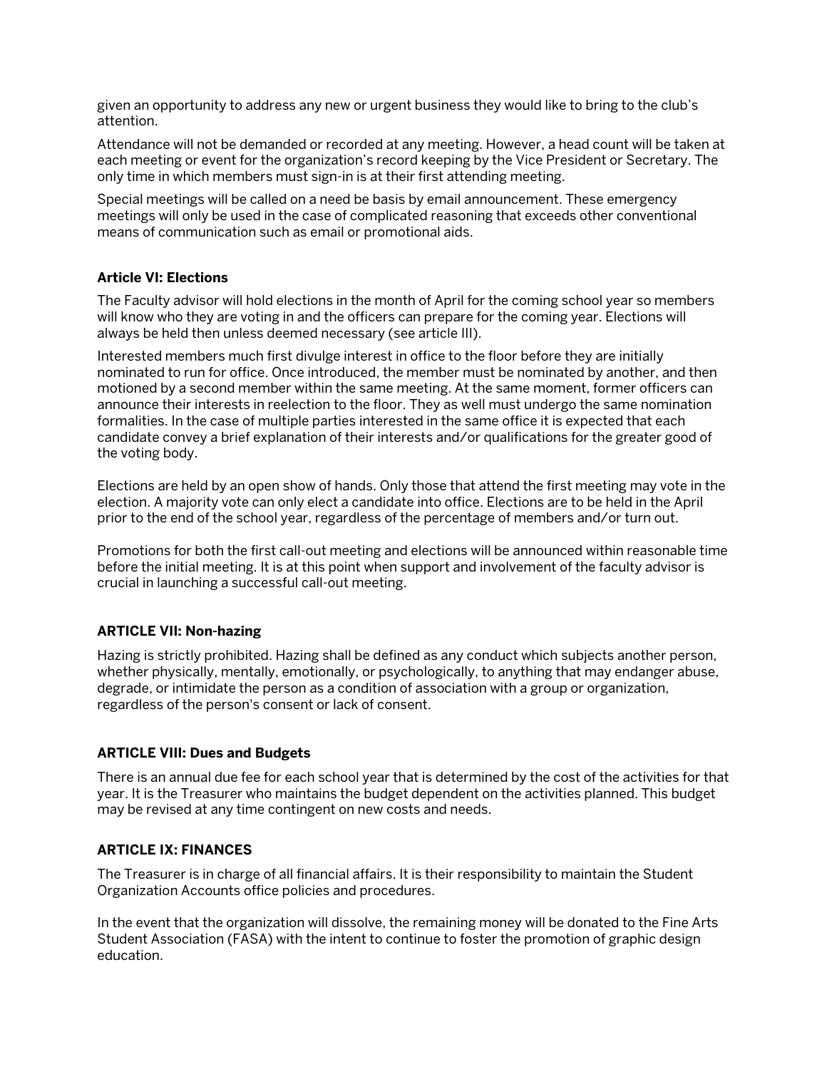given an opportunity to address any new or urgent business they would like to bring to the club's attention.

Attendance will not be demanded or recorded at any meeting. However, a head count will be taken at each meeting or event for the organization's record keeping by the Vice President or Secretary. The only time in which members must sign-in is at their first attending meeting.

Special meetings will be called on a need be basis by email announcement. These emergency meetings will only be used in the case of complicated reasoning that exceeds other conventional means of communication such as email or promotional aids.

### Article VI: Elections

The Faculty advisor will hold elections in the month of April for the coming school year so members will know who they are voting in and the officers can prepare for the coming year. Elections will always be held then unless deemed necessary (see article III).

Interested members much first divulge interest in office to the floor before they are initially nominated to run for office. Once introduced, the member must be nominated by another, and then motioned by a second member within the same meeting. At the same moment, former officers can announce their interests in reelection to the floor. They as well must undergo the same nomination formalities. In the case of multiple parties interested in the same office it is expected that each candidate convey a brief explanation of their interests and/or qualifications for the greater good of the voting body.

Elections are held by an open show of hands. Only those that attend the first meeting may vote in the election. A majority vote can only elect a candidate into office. Elections are to be held in the April prior to the end of the school year, regardless of the percentage of members and/or turn out.

Promotions for both the first call-out meeting and elections will be announced within reasonable time before the initial meeting. It is at this point when support and involvement of the faculty advisor is crucial in launching a successful call-out meeting.

### ARTICLE VII: Non-hazing

Hazing is strictly prohibited. Hazing shall be defined as any conduct which subjects another person, whether physically, mentally, emotionally, or psychologically, to anything that may endanger abuse, degrade, or intimidate the person as a condition of association with a group or organization, regardless of the person's consent or lack of consent.

### ARTICLE VIII: Dues and Budgets

There is an annual due fee for each school year that is determined by the cost of the activities for that year. It is the Treasurer who maintains the budget dependent on the activities planned. This budget may be revised at any time contingent on new costs and needs.

### ARTICLE IX: FINANCES

The Treasurer is in charge of all financial affairs. It is their responsibility to maintain the Student Organization Accounts office policies and procedures.

In the event that the organization will dissolve, the remaining money will be donated to the Fine Arts Student Association (FASA) with the intent to continue to foster the promotion of graphic design education.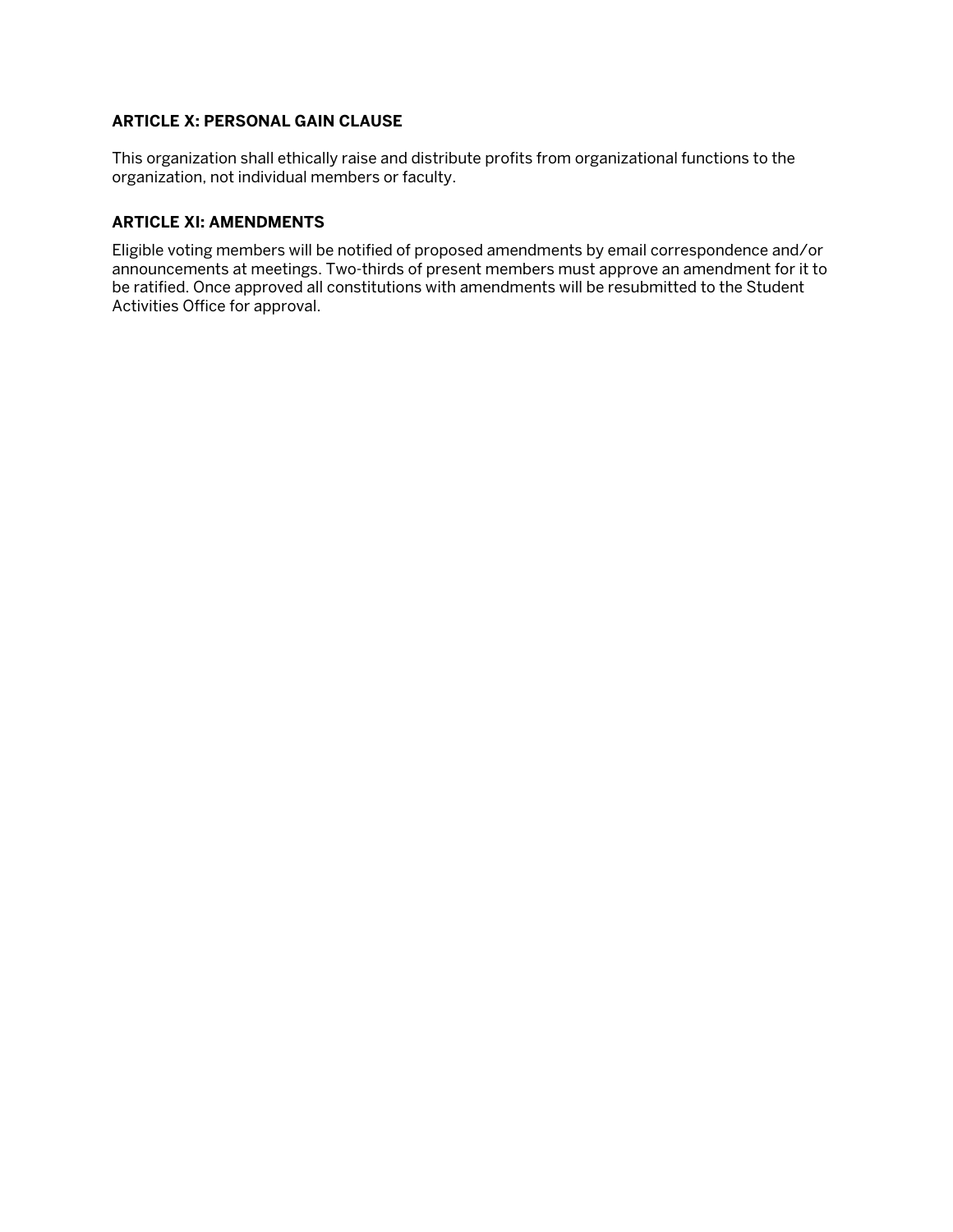### ARTICLE X: PERSONAL GAIN CLAUSE

This organization shall ethically raise and distribute profits from organizational functions to the organization, not individual members or faculty.

### ARTICLE XI: AMENDMENTS

Eligible voting members will be notified of proposed amendments by email correspondence and/or announcements at meetings. Two-thirds of present members must approve an amendment for it to be ratified. Once approved all constitutions with amendments will be resubmitted to the Student Activities Office for approval.